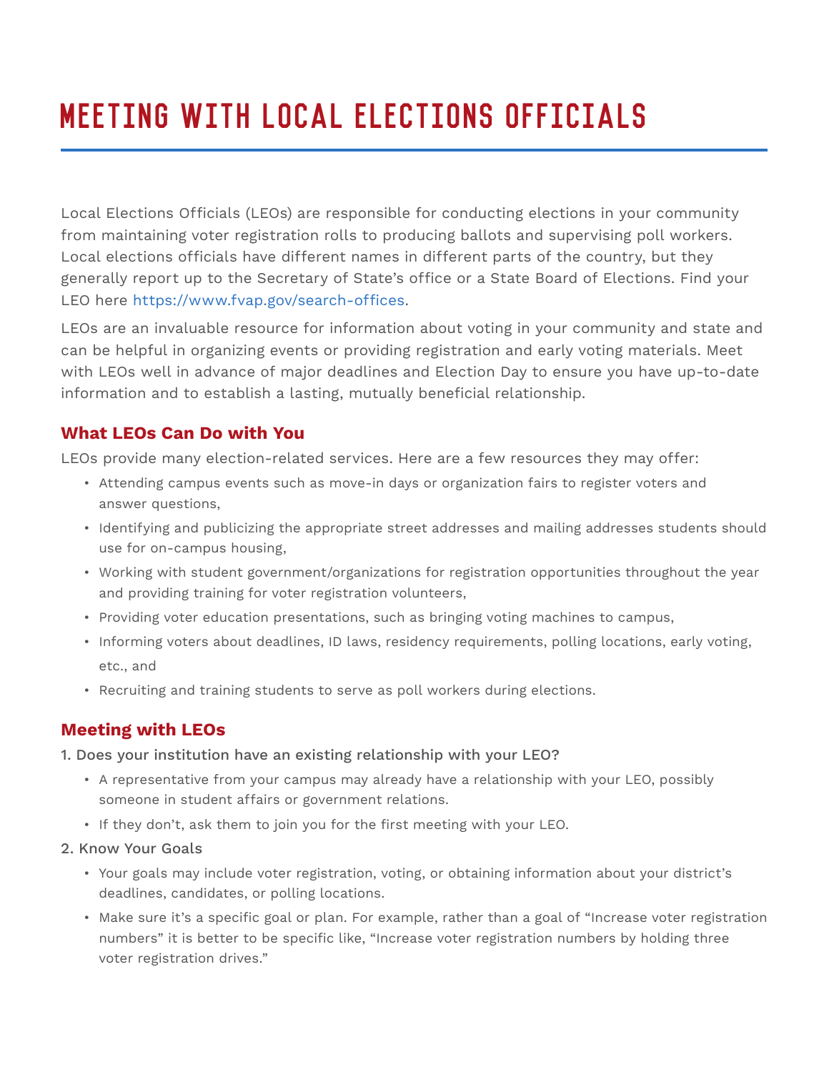# MEETING WITH LOCAL ELECTIONS OFFICIALS

Local Elections Officials (LEOs) are responsible for conducting elections in your community from maintaining voter registration rolls to producing ballots and supervising poll workers. Local elections officials have different names in different parts of the country, but they generally report up to the Secretary of State's office or a State Board of Elections. Find your LEO here https://www.fvap.gov/search-offices.

LEOs are an invaluable resource for information about voting in your community and state and can be helpful in organizing events or providing registration and early voting materials. Meet with LEOs well in advance of major deadlines and Election Day to ensure you have up-to-date information and to establish a lasting, mutually beneficial relationship.

## What LEOs Can Do with You

LEOs provide many election-related services. Here are a few resources they may offer:

- Attending campus events such as move-in days or organization fairs to register voters and answer questions,
- Identifying and publicizing the appropriate street addresses and mailing addresses students should use for on-campus housing,
- Working with student government/organizations for registration opportunities throughout the year and providing training for voter registration volunteers,
- Providing voter education presentations, such as bringing voting machines to campus,
- Informing voters about deadlines, ID laws, residency requirements, polling locations, early voting, etc., and
- Recruiting and training students to serve as poll workers during elections.

## Meeting with LEOs

1. Does your institution have an existing relationship with your LEO?
   - A representative from your campus may already have a relationship with your LEO, possibly someone in student affairs or government relations.
   - If they don't, ask them to join you for the first meeting with your LEO.
2. Know Your Goals
   - Your goals may include voter registration, voting, or obtaining information about your district's deadlines, candidates, or polling locations.
   - Make sure it's a specific goal or plan. For example, rather than a goal of "Increase voter registration numbers" it is better to be specific like, "Increase voter registration numbers by holding three voter registration drives."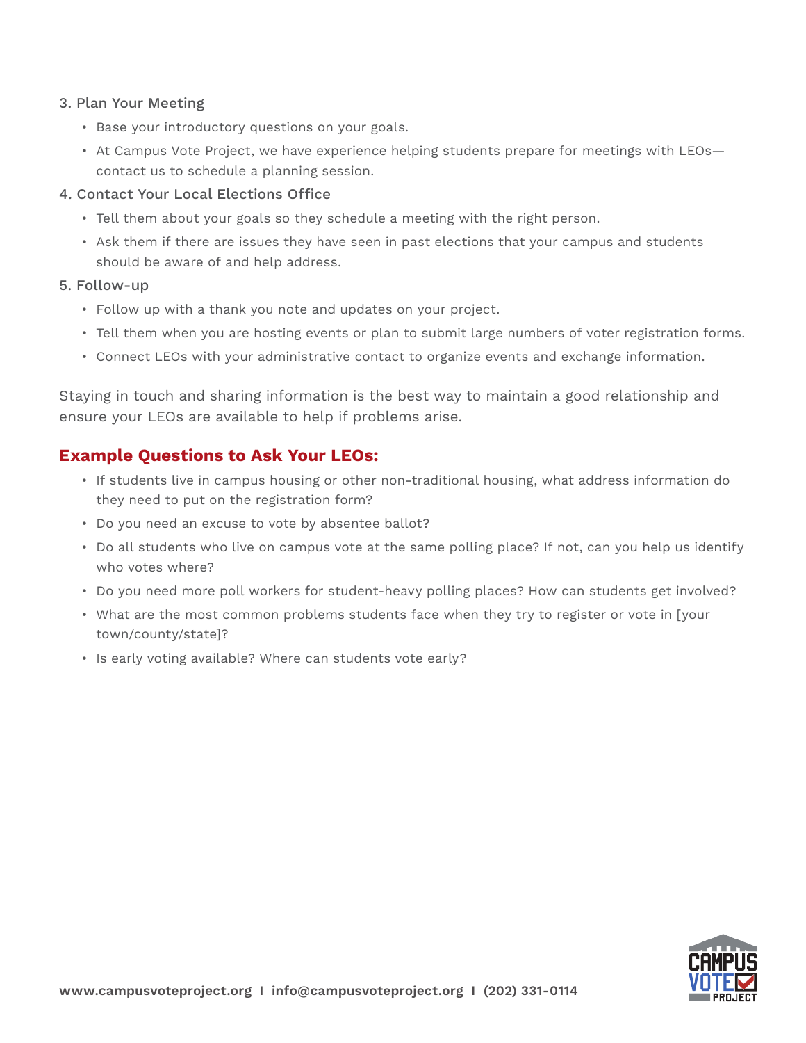3. Plan Your Meeting
    - Base your introductory questions on your goals.
    - At Campus Vote Project, we have experience helping students prepare for meetings with LEOs—contact us to schedule a planning session.
4. Contact Your Local Elections Office
    - Tell them about your goals so they schedule a meeting with the right person.
    - Ask them if there are issues they have seen in past elections that your campus and students should be aware of and help address.
5. Follow-up
    - Follow up with a thank you note and updates on your project.
    - Tell them when you are hosting events or plan to submit large numbers of voter registration forms.
    - Connect LEOs with your administrative contact to organize events and exchange information.

Staying in touch and sharing information is the best way to maintain a good relationship and ensure your LEOs are available to help if problems arise.

## Example Questions to Ask Your LEOs:

- If students live in campus housing or other non-traditional housing, what address information do they need to put on the registration form?
- Do you need an excuse to vote by absentee ballot?
- Do all students who live on campus vote at the same polling place? If not, can you help us identify who votes where?
- Do you need more poll workers for student-heavy polling places? How can students get involved?
- What are the most common problems students face when they try to register or vote in [your town/county/state]?
- Is early voting available? Where can students vote early?

**www.campusvoteproject.org I info@campusvoteproject.org I (202) 331-0114**